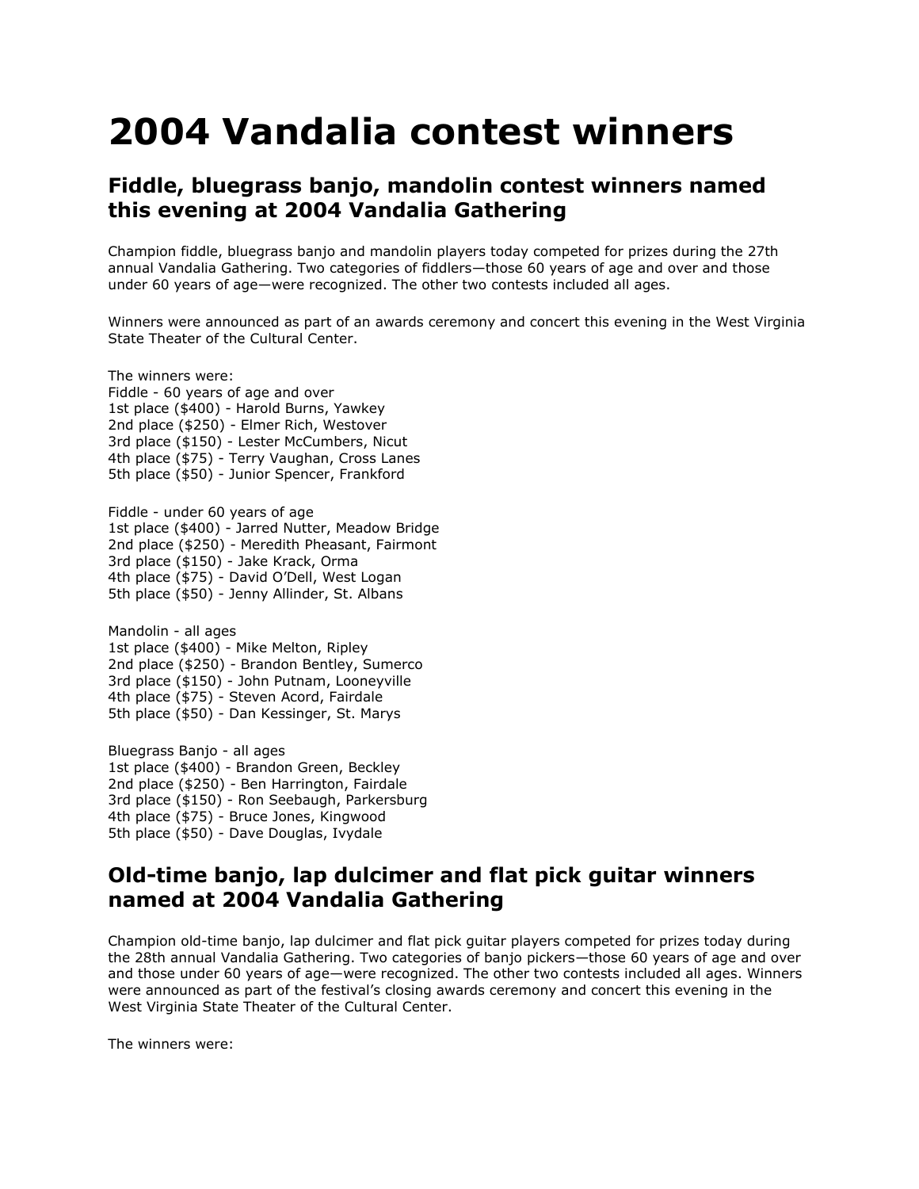# 2004 Vandalia contest winners

## Fiddle, bluegrass banjo, mandolin contest winners named this evening at 2004 Vandalia Gathering

Champion fiddle, bluegrass banjo and mandolin players today competed for prizes during the 27th annual Vandalia Gathering. Two categories of fiddlers—those 60 years of age and over and those under 60 years of age—were recognized. The other two contests included all ages.

Winners were announced as part of an awards ceremony and concert this evening in the West Virginia State Theater of the Cultural Center.

The winners were:
Fiddle - 60 years of age and over
1st place ($400) - Harold Burns, Yawkey
2nd place ($250) - Elmer Rich, Westover
3rd place ($150) - Lester McCumbers, Nicut
4th place ($75) - Terry Vaughan, Cross Lanes
5th place ($50) - Junior Spencer, Frankford

Fiddle - under 60 years of age
1st place ($400) - Jarred Nutter, Meadow Bridge
2nd place ($250) - Meredith Pheasant, Fairmont
3rd place ($150) - Jake Krack, Orma
4th place ($75) - David O'Dell, West Logan
5th place ($50) - Jenny Allinder, St. Albans

Mandolin - all ages
1st place ($400) - Mike Melton, Ripley
2nd place ($250) - Brandon Bentley, Sumerco
3rd place ($150) - John Putnam, Looneyville
4th place ($75) - Steven Acord, Fairdale
5th place ($50) - Dan Kessinger, St. Marys

Bluegrass Banjo - all ages
1st place ($400) - Brandon Green, Beckley
2nd place ($250) - Ben Harrington, Fairdale
3rd place ($150) - Ron Seebaugh, Parkersburg
4th place ($75) - Bruce Jones, Kingwood
5th place ($50) - Dave Douglas, Ivydale

## Old-time banjo, lap dulcimer and flat pick guitar winners named at 2004 Vandalia Gathering

Champion old-time banjo, lap dulcimer and flat pick guitar players competed for prizes today during the 28th annual Vandalia Gathering. Two categories of banjo pickers—those 60 years of age and over and those under 60 years of age—were recognized. The other two contests included all ages. Winners were announced as part of the festival's closing awards ceremony and concert this evening in the West Virginia State Theater of the Cultural Center.

The winners were: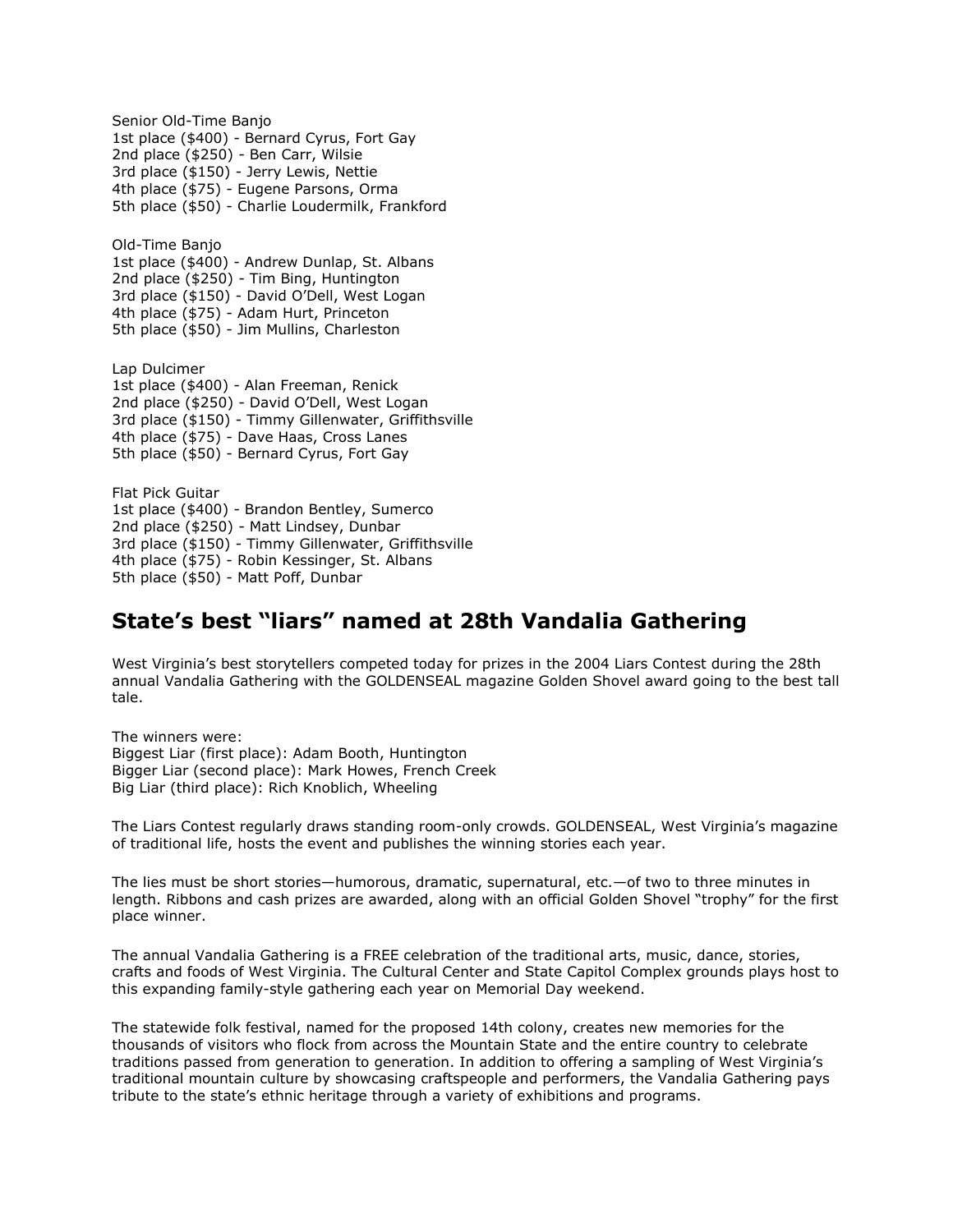Senior Old-Time Banjo
1st place ($400) - Bernard Cyrus, Fort Gay
2nd place ($250) - Ben Carr, Wilsie
3rd place ($150) - Jerry Lewis, Nettie
4th place ($75) - Eugene Parsons, Orma
5th place ($50) - Charlie Loudermilk, Frankford

Old-Time Banjo
1st place ($400) - Andrew Dunlap, St. Albans
2nd place ($250) - Tim Bing, Huntington
3rd place ($150) - David O'Dell, West Logan
4th place ($75) - Adam Hurt, Princeton
5th place ($50) - Jim Mullins, Charleston

Lap Dulcimer
1st place ($400) - Alan Freeman, Renick
2nd place ($250) - David O'Dell, West Logan
3rd place ($150) - Timmy Gillenwater, Griffithsville
4th place ($75) - Dave Haas, Cross Lanes
5th place ($50) - Bernard Cyrus, Fort Gay

Flat Pick Guitar
1st place ($400) - Brandon Bentley, Sumerco
2nd place ($250) - Matt Lindsey, Dunbar
3rd place ($150) - Timmy Gillenwater, Griffithsville
4th place ($75) - Robin Kessinger, St. Albans
5th place ($50) - Matt Poff, Dunbar

## State's best "liars" named at 28th Vandalia Gathering

West Virginia's best storytellers competed today for prizes in the 2004 Liars Contest during the 28th annual Vandalia Gathering with the GOLDENSEAL magazine Golden Shovel award going to the best tall tale.

The winners were:
Biggest Liar (first place): Adam Booth, Huntington
Bigger Liar (second place): Mark Howes, French Creek
Big Liar (third place): Rich Knoblich, Wheeling

The Liars Contest regularly draws standing room-only crowds. GOLDENSEAL, West Virginia's magazine of traditional life, hosts the event and publishes the winning stories each year.

The lies must be short stories—humorous, dramatic, supernatural, etc.—of two to three minutes in length. Ribbons and cash prizes are awarded, along with an official Golden Shovel "trophy" for the first place winner.

The annual Vandalia Gathering is a FREE celebration of the traditional arts, music, dance, stories, crafts and foods of West Virginia. The Cultural Center and State Capitol Complex grounds plays host to this expanding family-style gathering each year on Memorial Day weekend.

The statewide folk festival, named for the proposed 14th colony, creates new memories for the thousands of visitors who flock from across the Mountain State and the entire country to celebrate traditions passed from generation to generation. In addition to offering a sampling of West Virginia's traditional mountain culture by showcasing craftspeople and performers, the Vandalia Gathering pays tribute to the state's ethnic heritage through a variety of exhibitions and programs.